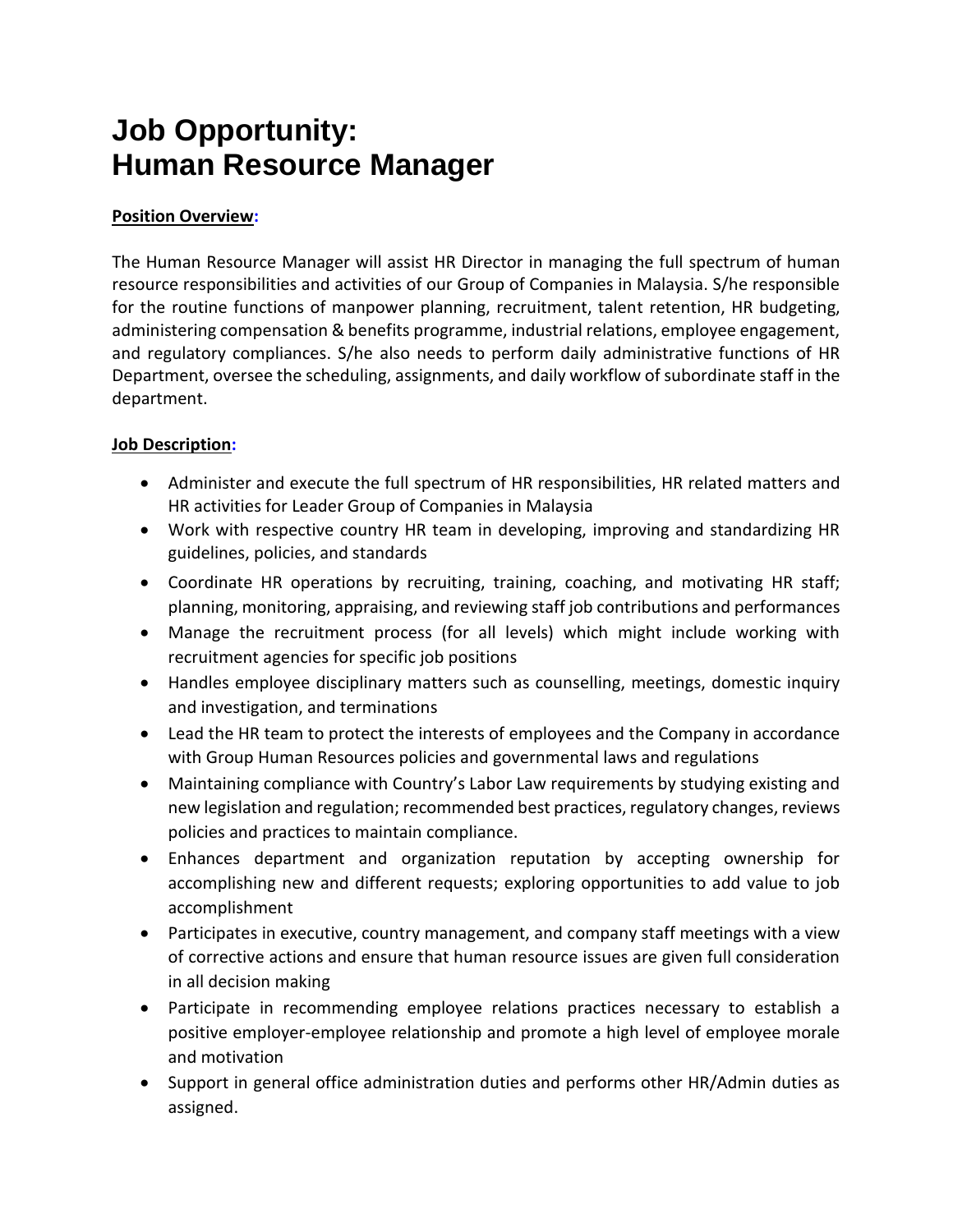# Job Opportunity:
# Human Resource Manager

**Position Overview:**

The Human Resource Manager will assist HR Director in managing the full spectrum of human resource responsibilities and activities of our Group of Companies in Malaysia. S/he responsible for the routine functions of manpower planning, recruitment, talent retention, HR budgeting, administering compensation & benefits programme, industrial relations, employee engagement, and regulatory compliances. S/he also needs to perform daily administrative functions of HR Department, oversee the scheduling, assignments, and daily workflow of subordinate staff in the department.

**Job Description:**

- Administer and execute the full spectrum of HR responsibilities, HR related matters and HR activities for Leader Group of Companies in Malaysia
- Work with respective country HR team in developing, improving and standardizing HR guidelines, policies, and standards
- Coordinate HR operations by recruiting, training, coaching, and motivating HR staff; planning, monitoring, appraising, and reviewing staff job contributions and performances
- Manage the recruitment process (for all levels) which might include working with recruitment agencies for specific job positions
- Handles employee disciplinary matters such as counselling, meetings, domestic inquiry and investigation, and terminations
- Lead the HR team to protect the interests of employees and the Company in accordance with Group Human Resources policies and governmental laws and regulations
- Maintaining compliance with Country's Labor Law requirements by studying existing and new legislation and regulation; recommended best practices, regulatory changes, reviews policies and practices to maintain compliance.
- Enhances department and organization reputation by accepting ownership for accomplishing new and different requests; exploring opportunities to add value to job accomplishment
- Participates in executive, country management, and company staff meetings with a view of corrective actions and ensure that human resource issues are given full consideration in all decision making
- Participate in recommending employee relations practices necessary to establish a positive employer-employee relationship and promote a high level of employee morale and motivation
- Support in general office administration duties and performs other HR/Admin duties as assigned.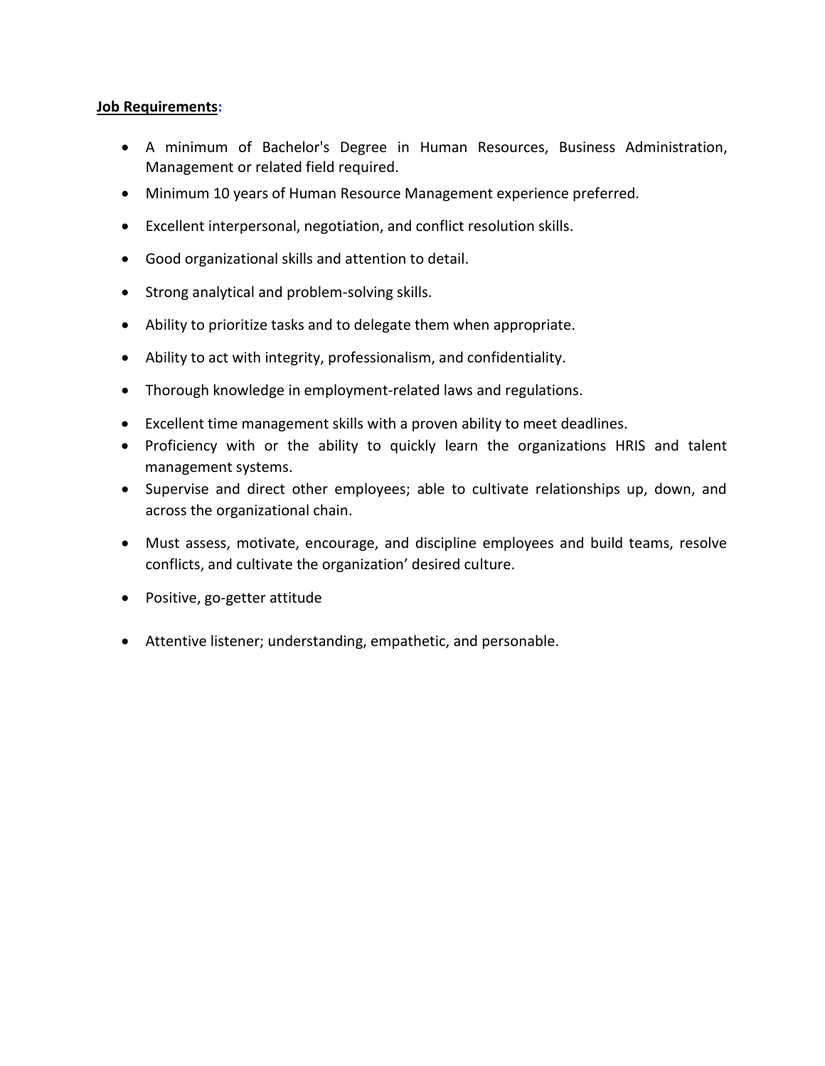**Job Requirements:**

- A minimum of Bachelor's Degree in Human Resources, Business Administration, Management or related field required.
- Minimum 10 years of Human Resource Management experience preferred.
- Excellent interpersonal, negotiation, and conflict resolution skills.
- Good organizational skills and attention to detail.
- Strong analytical and problem-solving skills.
- Ability to prioritize tasks and to delegate them when appropriate.
- Ability to act with integrity, professionalism, and confidentiality.
- Thorough knowledge in employment-related laws and regulations.
- Excellent time management skills with a proven ability to meet deadlines.
- Proficiency with or the ability to quickly learn the organizations HRIS and talent management systems.
- Supervise and direct other employees; able to cultivate relationships up, down, and across the organizational chain.
- Must assess, motivate, encourage, and discipline employees and build teams, resolve conflicts, and cultivate the organization' desired culture.
- Positive, go-getter attitude
- Attentive listener; understanding, empathetic, and personable.